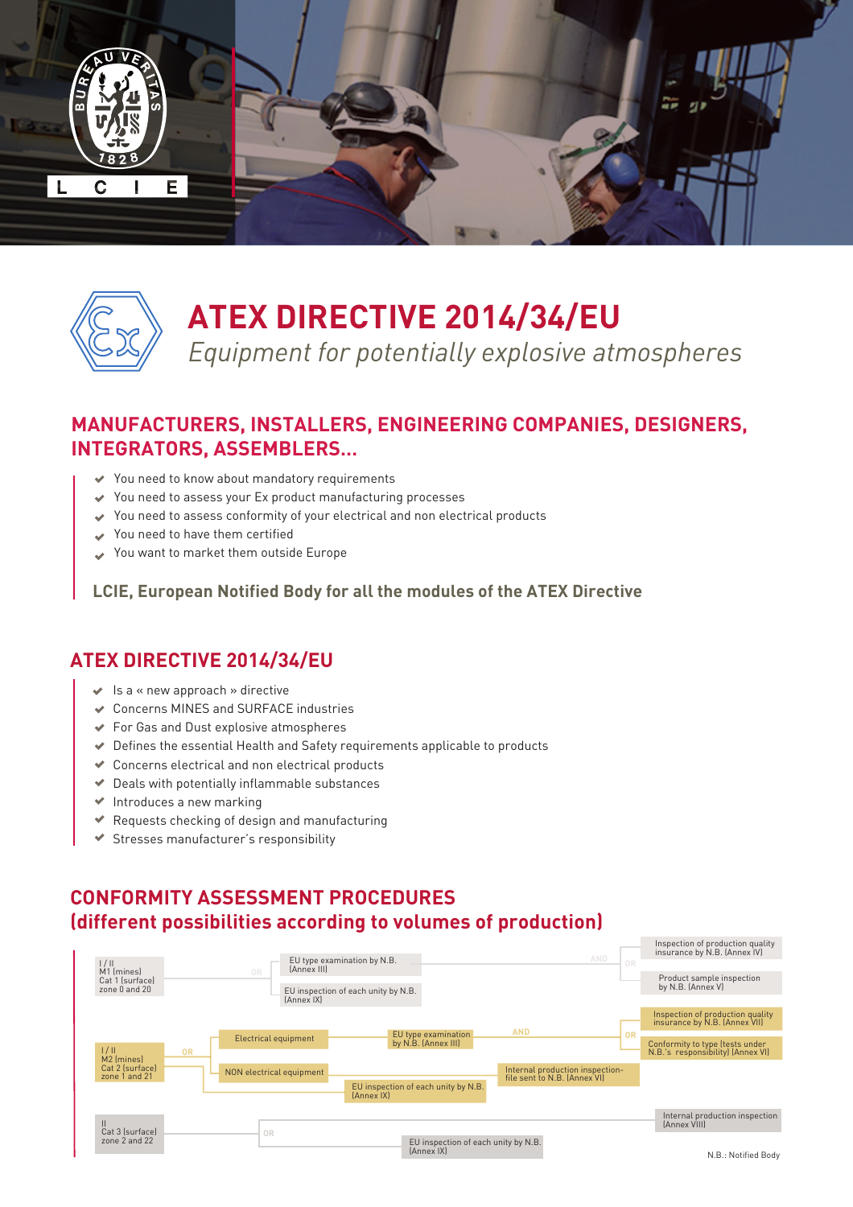# ATEX DIRECTIVE 2014/34/EU

*Equipment for potentially explosive atmospheres*

## MANUFACTURERS, INSTALLERS, ENGINEERING COMPANIES, DESIGNERS, INTEGRATORS, ASSEMBLERS...

- You need to know about mandatory requirements
- You need to assess your Ex product manufacturing processes
- You need to assess conformity of your electrical and non electrical products
- You need to have them certified
- You want to market them outside Europe

**LCIE, European Notified Body for all the modules of the ATEX Directive**

## ATEX DIRECTIVE 2014/34/EU

- Is a « new approach » directive
- Concerns MINES and SURFACE industries
- For Gas and Dust explosive atmospheres
- Defines the essential Health and Safety requirements applicable to products
- Concerns electrical and non electrical products
- Deals with potentially inflammable substances
- Introduces a new marking
- Requests checking of design and manufacturing
- Stresses manufacturer's responsibility

## CONFORMITY ASSESSMENT PROCEDURES (different possibilities according to volumes of production)

**I / II – M1 (mines) – Cat 1 (surface) – zone 0 and 20**
- EU type examination by N.B. (Annex III) AND (Inspection of production quality insurance by N.B. (Annex IV) OR Product sample inspection by N.B. (Annex V))
- OR EU inspection of each unity by N.B. (Annex IX)

**I / II – M2 (mines) – Cat 2 (surface) – zone 1 and 21**
- Electrical equipment: EU type examination by N.B. (Annex III) AND (Inspection of production quality insurance by N.B. (Annex VII) OR Conformity to type (tests under N.B.'s responsibility) (Annex VI))
- OR NON electrical equipment: Internal production inspection-file sent to N.B. (Annex VIII)
- OR EU inspection of each unity by N.B. (Annex IX)

**II – Cat 3 (surface) – zone 2 and 22**
- Internal production inspection (Annex VIII)
- OR EU inspection of each unity by N.B. (Annex IX)

N.B.: Notified Body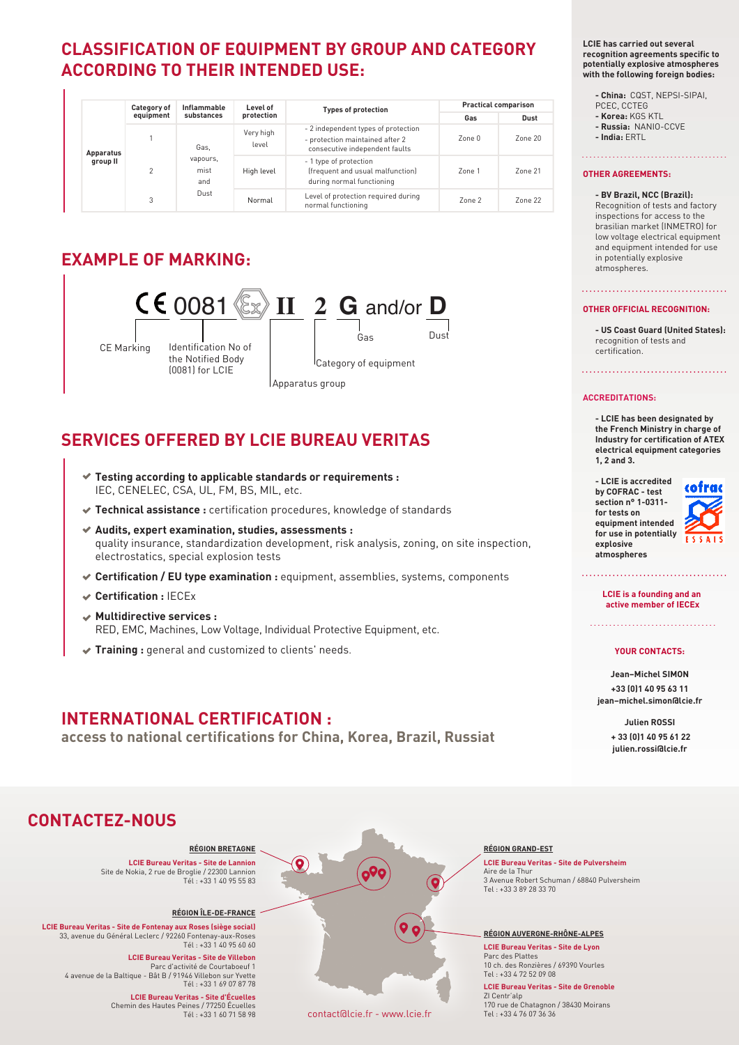## CLASSIFICATION OF EQUIPMENT BY GROUP AND CATEGORY ACCORDING TO THEIR INTENDED USE:

| | Category of equipment | Inflammable substances | Level of protection | Types of protection | Practical comparison | |
|---|---|---|---|---|---|---|
| | | | | | Gas | Dust |
| Apparatus group II | 1 | Gas, vapours, mist and Dust | Very high level | - 2 independent types of protection - protection maintained after 2 consecutive independent faults | Zone 0 | Zone 20 |
| | 2 | | High level | - 1 type of protection (frequent and usual malfunction) during normal functioning | Zone 1 | Zone 21 |
| | 3 | | Normal | Level of protection required during normal functioning | Zone 2 | Zone 22 |

## EXAMPLE OF MARKING:

CE 0081 Ex II 2 G and/or D

- CE Marking
- Identification No of the Notified Body (0081) for LCIE
- Apparatus group
- Category of equipment
- Gas
- Dust

## SERVICES OFFERED BY LCIE BUREAU VERITAS

- **Testing according to applicable standards or requirements :** IEC, CENELEC, CSA, UL, FM, BS, MIL, etc.
- **Technical assistance :** certification procedures, knowledge of standards
- **Audits, expert examination, studies, assessments :** quality insurance, standardization development, risk analysis, zoning, on site inspection, electrostatics, special explosion tests
- **Certification / EU type examination :** equipment, assemblies, systems, components
- **Certification :** IECEx
- **Multidirective services :** RED, EMC, Machines, Low Voltage, Individual Protective Equipment, etc.
- **Training :** general and customized to clients' needs.

## INTERNATIONAL CERTIFICATION :

**access to national certifications for China, Korea, Brazil, Russiat**

**LCIE has carried out several recognition agreements specific to potentially explosive atmospheres with the following foreign bodies:**

- **China:** CQST, NEPSI-SIPAI, PCEC, CCTEG
- **Korea:** KGS KTL
- **Russia:** NANIO-CCVE
- **India:** ERTL

**OTHER AGREEMENTS:**

- **BV Brazil, NCC (Brazil):** Recognition of tests and factory inspections for access to the brasilian market (INMETRO) for low voltage electrical equipment and equipment intended for use in potentially explosive atmospheres.

**OTHER OFFICIAL RECOGNITION:**

- **US Coast Guard (United States):** recognition of tests and certification.

**ACCREDITATIONS:**

- **LCIE has been designated by the French Ministry in charge of Industry for certification of ATEX electrical equipment categories 1, 2 and 3.**
- **LCIE is accredited by COFRAC - test section n° 1-0311- for tests on equipment intended for use in potentially explosive atmospheres**

cofrac ESSAIS

**LCIE is a founding and an active member of IECEx**

**YOUR CONTACTS:**

**Jean–Michel SIMON**
**+33 (0)1 40 95 63 11**
**jean–michel.simon@lcie.fr**

**Julien ROSSI**
**+ 33 (0)1 40 95 61 22**
**julien.rossi@lcie.fr**

## CONTACTEZ-NOUS

**RÉGION BRETAGNE**

**LCIE Bureau Veritas - Site de Lannion**
Site de Nokia, 2 rue de Broglie / 22300 Lannion
Tél : +33 1 40 95 55 83

**RÉGION ÎLE-DE-FRANCE**

**LCIE Bureau Veritas - Site de Fontenay aux Roses (siège social)**
33, avenue du Général Leclerc / 92260 Fontenay-aux-Roses
Tél : +33 1 40 95 60 60

**LCIE Bureau Veritas - Site de Villebon**
Parc d'activité de Courtaboeuf 1
4 avenue de la Baltique - Bât B / 91946 Villebon sur Yvette
Tél : +33 1 69 07 87 78

**LCIE Bureau Veritas - Site d'Écuelles**
Chemin des Hautes Peines / 77250 Écuelles
Tél : +33 1 60 71 58 98

**RÉGION GRAND-EST**

**LCIE Bureau Veritas - Site de Pulversheim**
Aire de la Thur
3 Avenue Robert Schuman / 68840 Pulversheim
Tel : +33 3 89 28 33 70

**RÉGION AUVERGNE-RHÔNE-ALPES**

**LCIE Bureau Veritas - Site de Lyon**
Parc des Plattes
10 ch. des Ronzières / 69390 Vourles
Tel : +33 4 72 52 09 08

**LCIE Bureau Veritas - Site de Grenoble**
ZI Centr'alp
170 rue de Chatagnon / 38430 Moirans
Tel : +33 4 76 07 36 36

contact@lcie.fr - www.lcie.fr